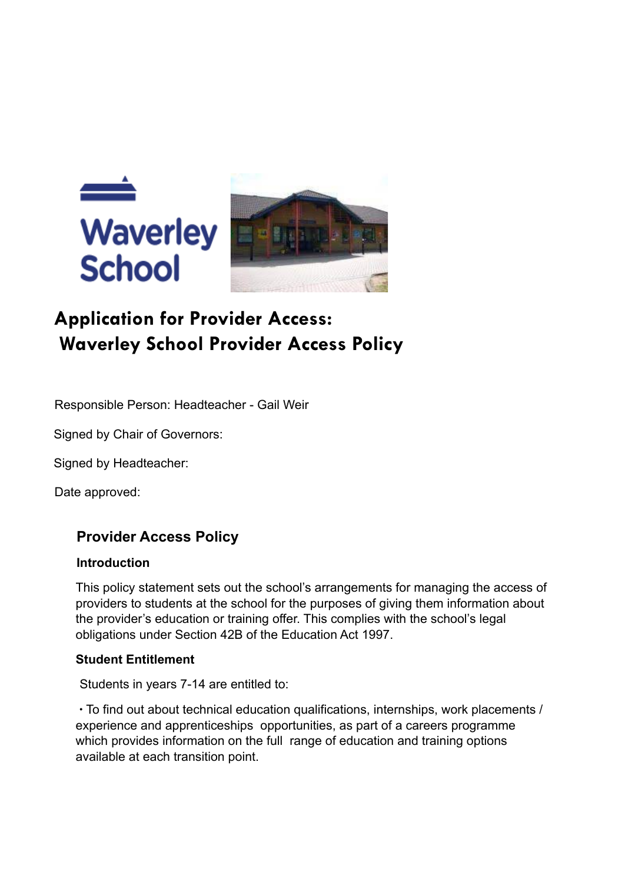Waverley School

# Application for Provider Access: Waverley School Provider Access Policy

Responsible Person: Headteacher - Gail Weir

Signed by Chair of Governors:

Signed by Headteacher:

Date approved:

## Provider Access Policy

### Introduction

This policy statement sets out the school's arrangements for managing the access of providers to students at the school for the purposes of giving them information about the provider's education or training offer. This complies with the school's legal obligations under Section 42B of the Education Act 1997.

### Student Entitlement

Students in years 7-14 are entitled to:

- To find out about technical education qualifications, internships, work placements / experience and apprenticeships opportunities, as part of a careers programme which provides information on the full range of education and training options available at each transition point.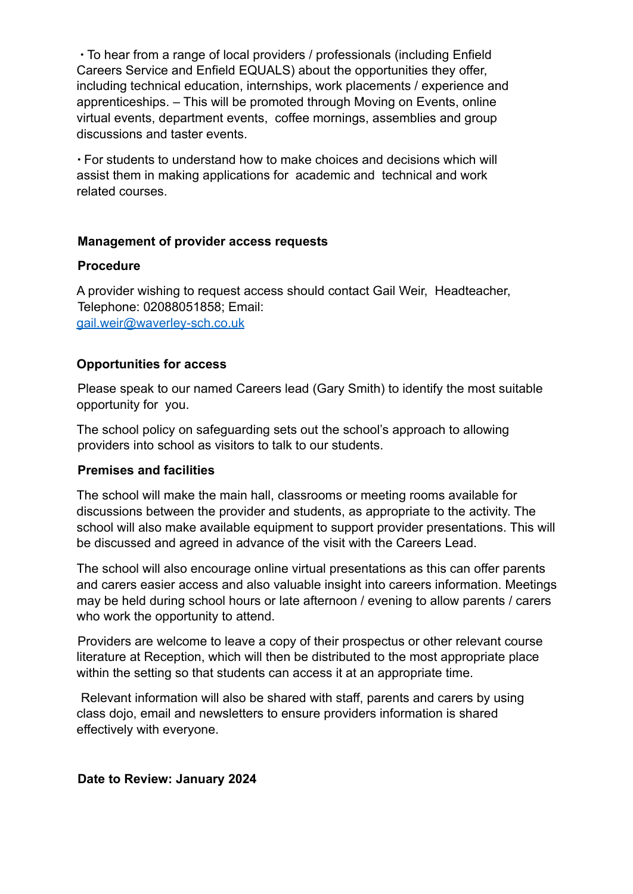- To hear from a range of local providers / professionals (including Enfield Careers Service and Enfield EQUALS) about the opportunities they offer, including technical education, internships, work placements / experience and apprenticeships. – This will be promoted through Moving on Events, online virtual events, department events, coffee mornings, assemblies and group discussions and taster events.

- For students to understand how to make choices and decisions which will assist them in making applications for academic and technical and work related courses.

**Management of provider access requests**

**Procedure**

A provider wishing to request access should contact Gail Weir, Headteacher, Telephone: 02088051858; Email: [gail.weir@waverley-sch.co.uk](mailto:gail.weir@waverley-sch.co.uk)

**Opportunities for access**

Please speak to our named Careers lead (Gary Smith) to identify the most suitable opportunity for you.

The school policy on safeguarding sets out the school's approach to allowing providers into school as visitors to talk to our students.

**Premises and facilities**

The school will make the main hall, classrooms or meeting rooms available for discussions between the provider and students, as appropriate to the activity. The school will also make available equipment to support provider presentations. This will be discussed and agreed in advance of the visit with the Careers Lead.

The school will also encourage online virtual presentations as this can offer parents and carers easier access and also valuable insight into careers information. Meetings may be held during school hours or late afternoon / evening to allow parents / carers who work the opportunity to attend.

Providers are welcome to leave a copy of their prospectus or other relevant course literature at Reception, which will then be distributed to the most appropriate place within the setting so that students can access it at an appropriate time.

Relevant information will also be shared with staff, parents and carers by using class dojo, email and newsletters to ensure providers information is shared effectively with everyone.

**Date to Review: January 2024**